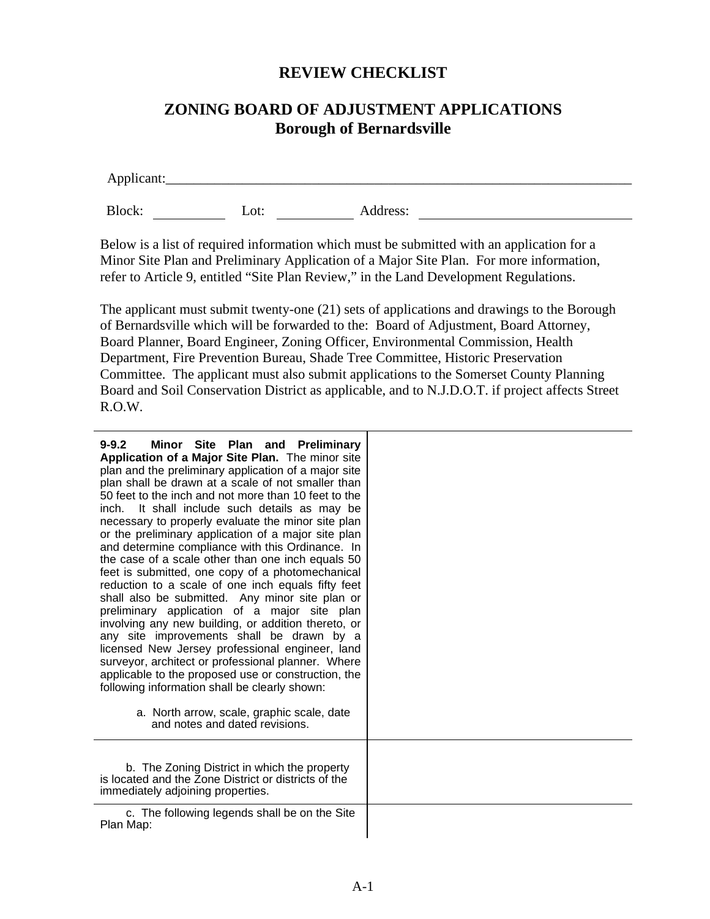# REVIEW CHECKLIST

## ZONING BOARD OF ADJUSTMENT APPLICATIONS
## Borough of Bernardsville

Applicant:\_\_\_\_\_\_\_\_\_\_\_\_\_\_\_\_\_\_\_\_\_\_\_\_\_\_\_\_\_\_\_\_\_\_\_\_\_\_\_\_\_\_\_\_\_\_\_\_\_\_\_\_\_\_\_\_\_\_\_\_\_\_\_\_

Block: \_\_\_\_\_\_\_\_\_\_ Lot: \_\_\_\_\_\_\_\_\_\_ Address: \_\_\_\_\_\_\_\_\_\_\_\_\_\_\_\_\_\_\_\_\_\_\_\_\_\_\_\_

Below is a list of required information which must be submitted with an application for a Minor Site Plan and Preliminary Application of a Major Site Plan. For more information, refer to Article 9, entitled "Site Plan Review," in the Land Development Regulations.

The applicant must submit twenty-one (21) sets of applications and drawings to the Borough of Bernardsville which will be forwarded to the: Board of Adjustment, Board Attorney, Board Planner, Board Engineer, Zoning Officer, Environmental Commission, Health Department, Fire Prevention Bureau, Shade Tree Committee, Historic Preservation Committee. The applicant must also submit applications to the Somerset County Planning Board and Soil Conservation District as applicable, and to N.J.D.O.T. if project affects Street R.O.W.

| | |
|---|---|
| **9-9.2 Minor Site Plan and Preliminary Application of a Major Site Plan.** The minor site plan and the preliminary application of a major site plan shall be drawn at a scale of not smaller than 50 feet to the inch and not more than 10 feet to the inch. It shall include such details as may be necessary to properly evaluate the minor site plan or the preliminary application of a major site plan and determine compliance with this Ordinance. In the case of a scale other than one inch equals 50 feet is submitted, one copy of a photomechanical reduction to a scale of one inch equals fifty feet shall also be submitted. Any minor site plan or preliminary application of a major site plan involving any new building, or addition thereto, or any site improvements shall be drawn by a licensed New Jersey professional engineer, land surveyor, architect or professional planner. Where applicable to the proposed use or construction, the following information shall be clearly shown:<br><br>a. North arrow, scale, graphic scale, date and notes and dated revisions. | |
| b. The Zoning District in which the property is located and the Zone District or districts of the immediately adjoining properties. | |
| c. The following legends shall be on the Site Plan Map: | |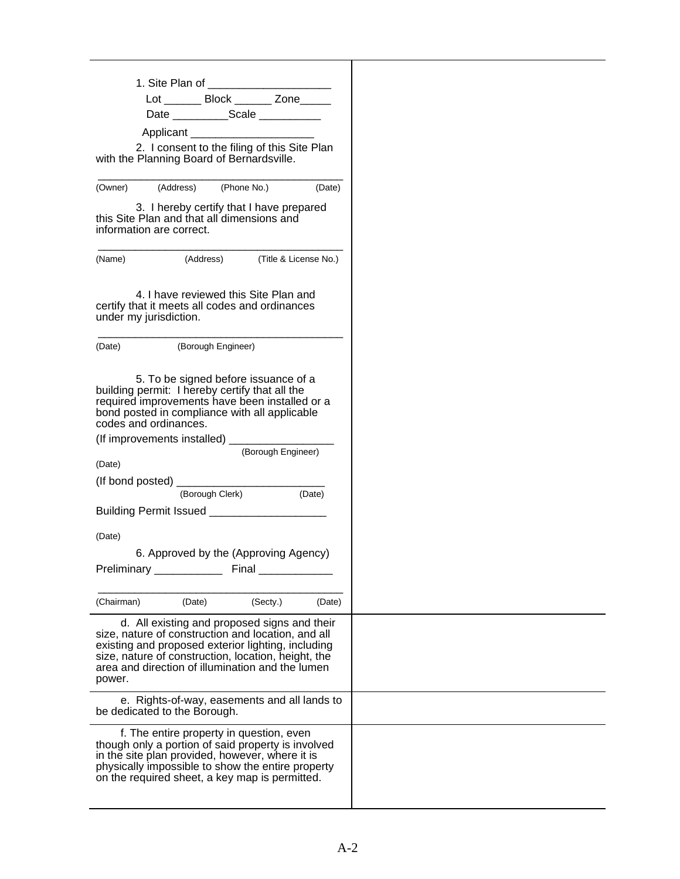| | |
|---|---|
| 1. Site Plan of ____________________<br>Lot ______ Block ______ Zone_____<br>Date _________Scale __________<br>Applicant ____________________<br>2. I consent to the filing of this Site Plan with the Planning Board of Bernardsville.<br>_______________________________________<br>(Owner) (Address) (Phone No.) (Date)<br>3. I hereby certify that I have prepared this Site Plan and that all dimensions and information are correct.<br>_______________________________________<br>(Name) (Address) (Title & License No.)<br>4. I have reviewed this Site Plan and certify that it meets all codes and ordinances under my jurisdiction.<br>_______________________________________<br>(Date) (Borough Engineer)<br>5. To be signed before issuance of a building permit: I hereby certify that all the required improvements have been installed or a bond posted in compliance with all applicable codes and ordinances.<br>(If improvements installed) _________________<br>(Borough Engineer)<br>(Date)<br>(If bond posted) ________________________<br>(Borough Clerk) (Date)<br>Building Permit Issued ___________________<br>(Date)<br>6. Approved by the (Approving Agency)<br>Preliminary ___________ Final ____________<br>_______________________________________<br>(Chairman) (Date) (Secty.) (Date) | |
| d. All existing and proposed signs and their size, nature of construction and location, and all existing and proposed exterior lighting, including size, nature of construction, location, height, the area and direction of illumination and the lumen power. | |
| e. Rights-of-way, easements and all lands to be dedicated to the Borough. | |
| f. The entire property in question, even though only a portion of said property is involved in the site plan provided, however, where it is physically impossible to show the entire property on the required sheet, a key map is permitted. | |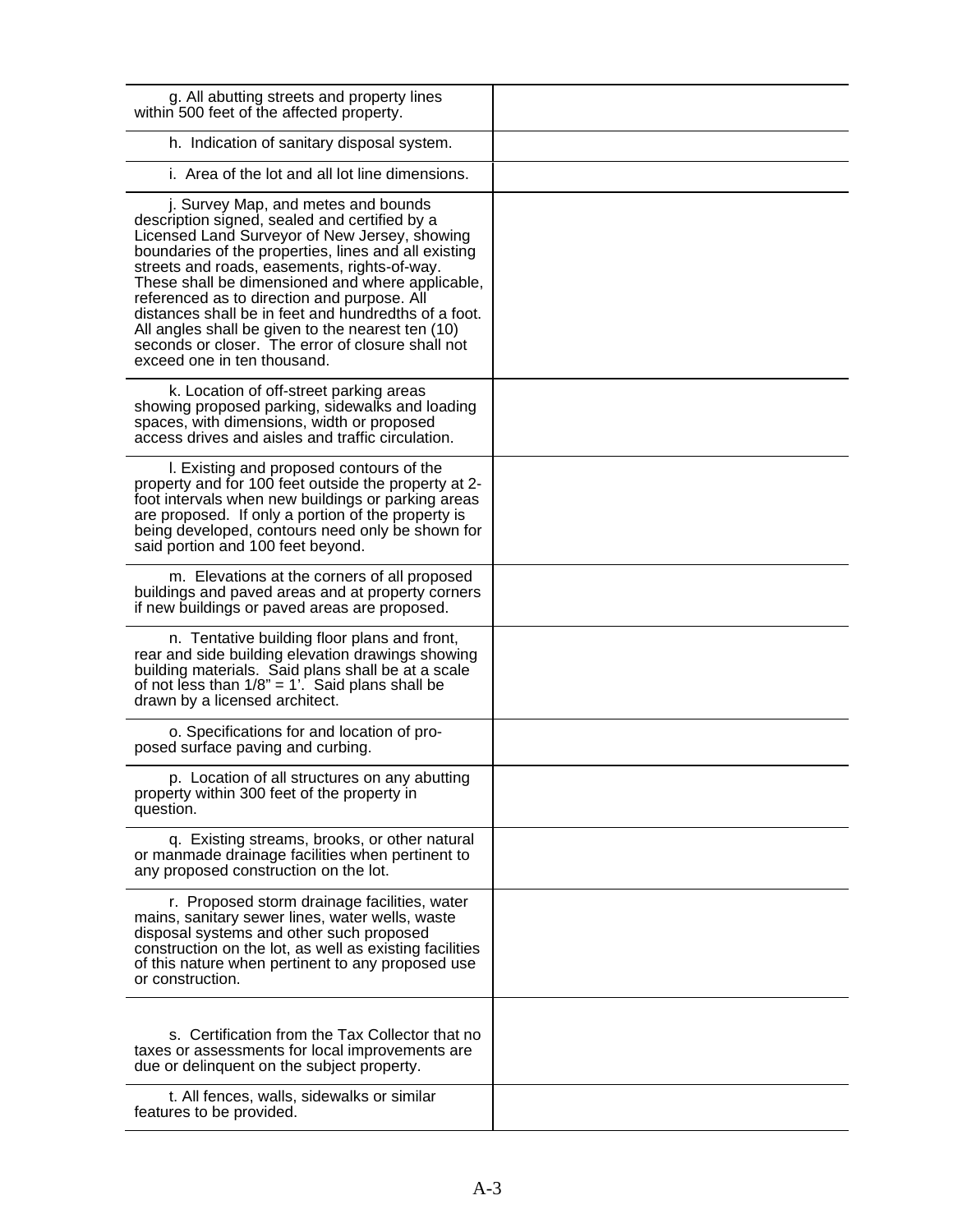| | |
|---|---|
| g. All abutting streets and property lines within 500 feet of the affected property. | |
| h. Indication of sanitary disposal system. | |
| i. Area of the lot and all lot line dimensions. | |
| j. Survey Map, and metes and bounds description signed, sealed and certified by a Licensed Land Surveyor of New Jersey, showing boundaries of the properties, lines and all existing streets and roads, easements, rights-of-way. These shall be dimensioned and where applicable, referenced as to direction and purpose. All distances shall be in feet and hundredths of a foot. All angles shall be given to the nearest ten (10) seconds or closer. The error of closure shall not exceed one in ten thousand. | |
| k. Location of off-street parking areas showing proposed parking, sidewalks and loading spaces, with dimensions, width or proposed access drives and aisles and traffic circulation. | |
| l. Existing and proposed contours of the property and for 100 feet outside the property at 2-foot intervals when new buildings or parking areas are proposed. If only a portion of the property is being developed, contours need only be shown for said portion and 100 feet beyond. | |
| m. Elevations at the corners of all proposed buildings and paved areas and at property corners if new buildings or paved areas are proposed. | |
| n. Tentative building floor plans and front, rear and side building elevation drawings showing building materials. Said plans shall be at a scale of not less than 1/8" = 1'. Said plans shall be drawn by a licensed architect. | |
| o. Specifications for and location of proposed surface paving and curbing. | |
| p. Location of all structures on any abutting property within 300 feet of the property in question. | |
| q. Existing streams, brooks, or other natural or manmade drainage facilities when pertinent to any proposed construction on the lot. | |
| r. Proposed storm drainage facilities, water mains, sanitary sewer lines, water wells, waste disposal systems and other such proposed construction on the lot, as well as existing facilities of this nature when pertinent to any proposed use or construction. | |
| s. Certification from the Tax Collector that no taxes or assessments for local improvements are due or delinquent on the subject property. | |
| t. All fences, walls, sidewalks or similar features to be provided. | |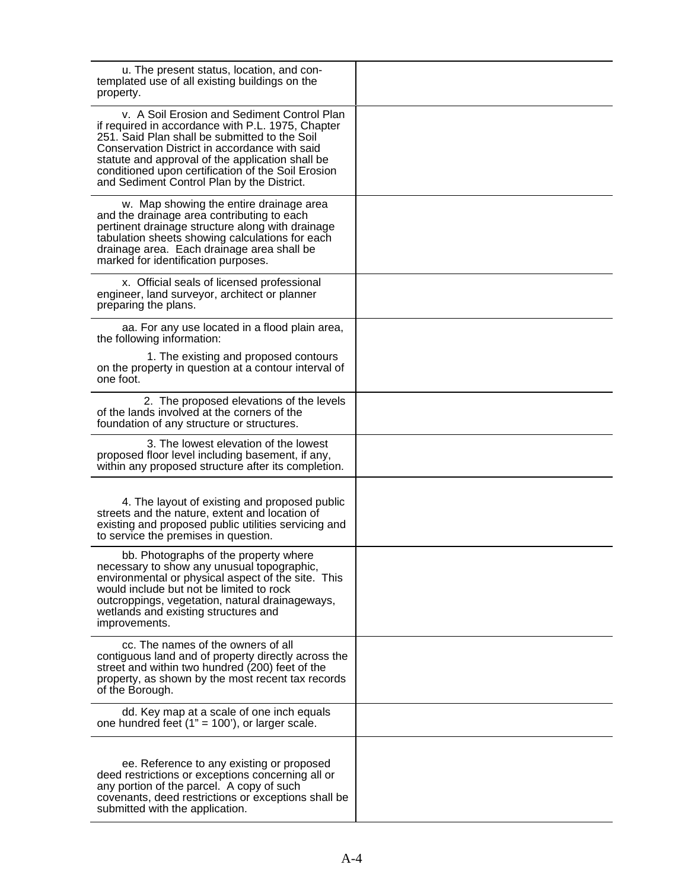| | |
|---|---|
| u. The present status, location, and contemplated use of all existing buildings on the property. | |
| v. A Soil Erosion and Sediment Control Plan if required in accordance with P.L. 1975, Chapter 251. Said Plan shall be submitted to the Soil Conservation District in accordance with said statute and approval of the application shall be conditioned upon certification of the Soil Erosion and Sediment Control Plan by the District. | |
| w. Map showing the entire drainage area and the drainage area contributing to each pertinent drainage structure along with drainage tabulation sheets showing calculations for each drainage area. Each drainage area shall be marked for identification purposes. | |
| x. Official seals of licensed professional engineer, land surveyor, architect or planner preparing the plans. | |
| aa. For any use located in a flood plain area, the following information:<br><br>1. The existing and proposed contours on the property in question at a contour interval of one foot. | |
| 2. The proposed elevations of the levels of the lands involved at the corners of the foundation of any structure or structures. | |
| 3. The lowest elevation of the lowest proposed floor level including basement, if any, within any proposed structure after its completion. | |
| 4. The layout of existing and proposed public streets and the nature, extent and location of existing and proposed public utilities servicing and to service the premises in question. | |
| bb. Photographs of the property where necessary to show any unusual topographic, environmental or physical aspect of the site. This would include but not be limited to rock outcroppings, vegetation, natural drainageways, wetlands and existing structures and improvements. | |
| cc. The names of the owners of all contiguous land and of property directly across the street and within two hundred (200) feet of the property, as shown by the most recent tax records of the Borough. | |
| dd. Key map at a scale of one inch equals one hundred feet (1" = 100'), or larger scale. | |
| ee. Reference to any existing or proposed deed restrictions or exceptions concerning all or any portion of the parcel. A copy of such covenants, deed restrictions or exceptions shall be submitted with the application. | |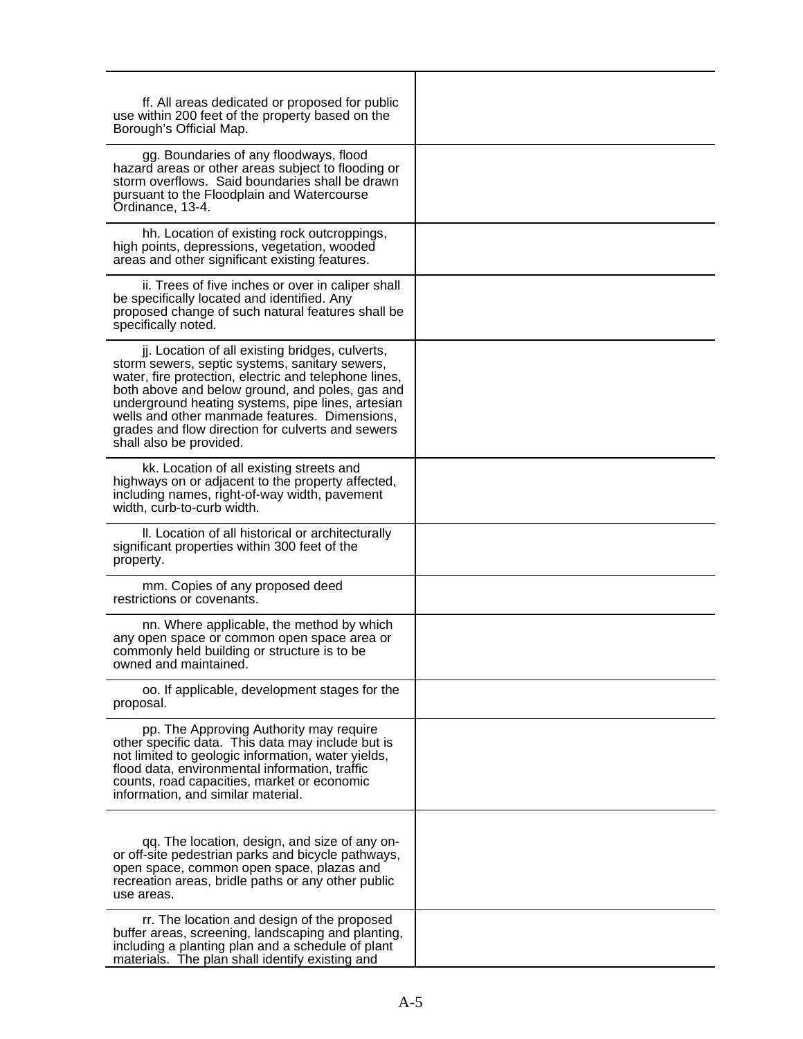| | |
|---|---|
| ff. All areas dedicated or proposed for public use within 200 feet of the property based on the Borough's Official Map. | |
| gg. Boundaries of any floodways, flood hazard areas or other areas subject to flooding or storm overflows. Said boundaries shall be drawn pursuant to the Floodplain and Watercourse Ordinance, 13-4. | |
| hh. Location of existing rock outcroppings, high points, depressions, vegetation, wooded areas and other significant existing features. | |
| ii. Trees of five inches or over in caliper shall be specifically located and identified. Any proposed change of such natural features shall be specifically noted. | |
| jj. Location of all existing bridges, culverts, storm sewers, septic systems, sanitary sewers, water, fire protection, electric and telephone lines, both above and below ground, and poles, gas and underground heating systems, pipe lines, artesian wells and other manmade features. Dimensions, grades and flow direction for culverts and sewers shall also be provided. | |
| kk. Location of all existing streets and highways on or adjacent to the property affected, including names, right-of-way width, pavement width, curb-to-curb width. | |
| ll. Location of all historical or architecturally significant properties within 300 feet of the property. | |
| mm. Copies of any proposed deed restrictions or covenants. | |
| nn. Where applicable, the method by which any open space or common open space area or commonly held building or structure is to be owned and maintained. | |
| oo. If applicable, development stages for the proposal. | |
| pp. The Approving Authority may require other specific data. This data may include but is not limited to geologic information, water yields, flood data, environmental information, traffic counts, road capacities, market or economic information, and similar material. | |
| qq. The location, design, and size of any on- or off-site pedestrian parks and bicycle pathways, open space, common open space, plazas and recreation areas, bridle paths or any other public use areas. | |
| rr. The location and design of the proposed buffer areas, screening, landscaping and planting, including a planting plan and a schedule of plant materials. The plan shall identify existing and | |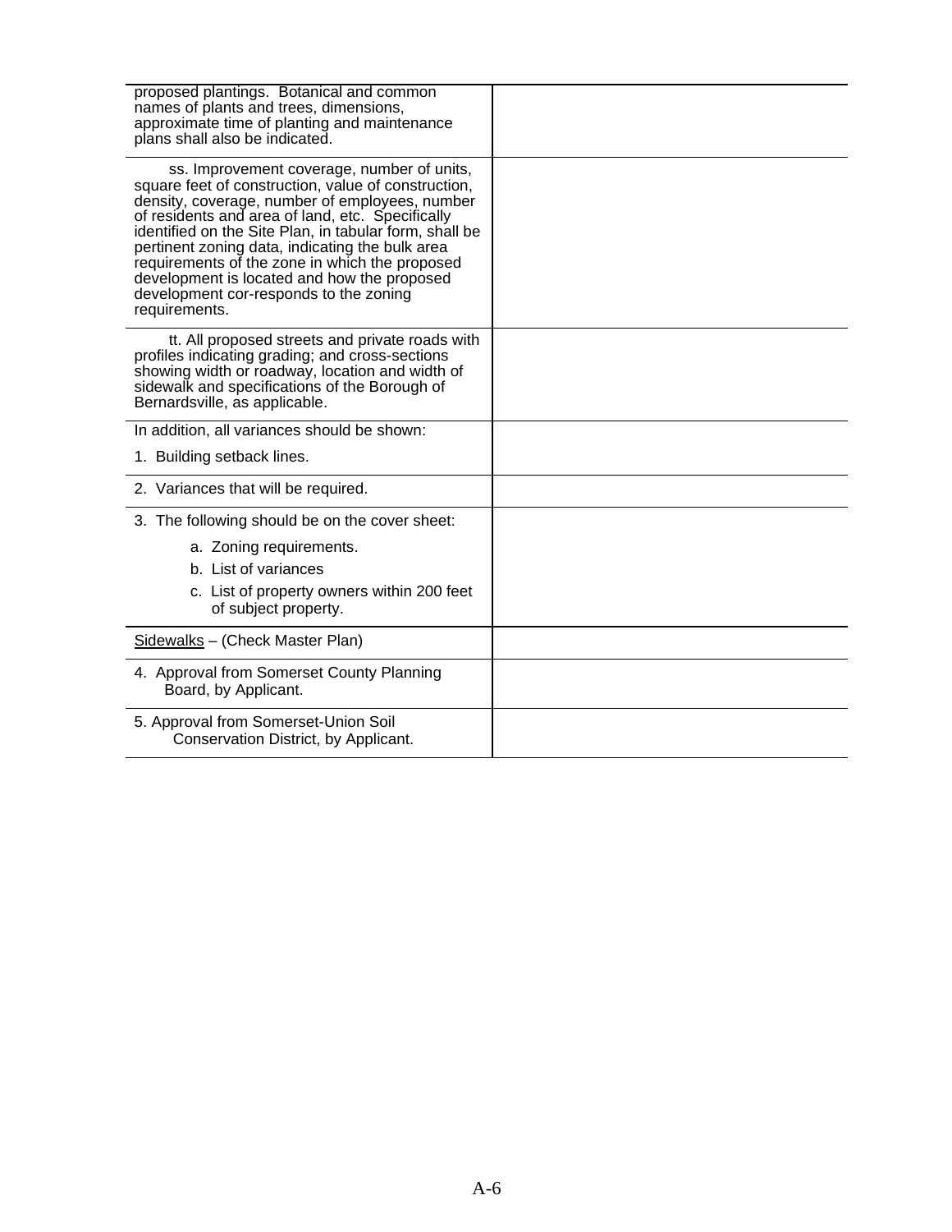| | |
|---|---|
| proposed plantings. Botanical and common names of plants and trees, dimensions, approximate time of planting and maintenance plans shall also be indicated. | |
| ss. Improvement coverage, number of units, square feet of construction, value of construction, density, coverage, number of employees, number of residents and area of land, etc. Specifically identified on the Site Plan, in tabular form, shall be pertinent zoning data, indicating the bulk area requirements of the zone in which the proposed development is located and how the proposed development cor-responds to the zoning requirements. | |
| tt. All proposed streets and private roads with profiles indicating grading; and cross-sections showing width or roadway, location and width of sidewalk and specifications of the Borough of Bernardsville, as applicable. | |
| In addition, all variances should be shown:<br>1. Building setback lines. | |
| 2. Variances that will be required. | |
| 3. The following should be on the cover sheet:<br>a. Zoning requirements.<br>b. List of variances<br>c. List of property owners within 200 feet of subject property. | |
| <u>Sidewalks</u> – (Check Master Plan) | |
| 4. Approval from Somerset County Planning Board, by Applicant. | |
| 5. Approval from Somerset-Union Soil Conservation District, by Applicant. | |